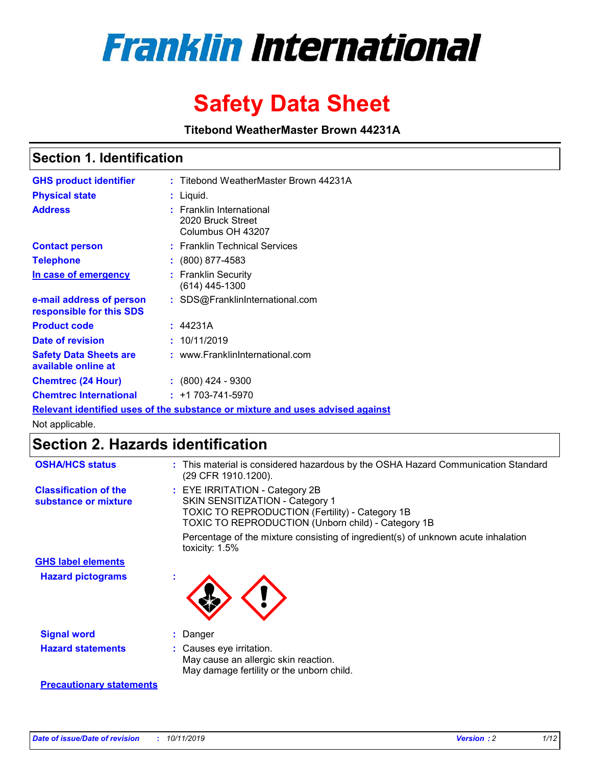# Franklin International

# Safety Data Sheet

**Titebond WeatherMaster Brown 44231A**

## Section 1. Identification

| | | |
|---|---|---|
| **GHS product identifier** | : | Titebond WeatherMaster Brown 44231A |
| **Physical state** | : | Liquid. |
| **Address** | : | Franklin International<br>2020 Bruck Street<br>Columbus OH 43207 |
| **Contact person** | : | Franklin Technical Services |
| **Telephone** | : | (800) 877-4583 |
| **In case of emergency** | : | Franklin Security<br>(614) 445-1300 |
| **e-mail address of person responsible for this SDS** | : | SDS@FranklinInternational.com |
| **Product code** | : | 44231A |
| **Date of revision** | : | 10/11/2019 |
| **Safety Data Sheets are available online at** | : | www.FranklinInternational.com |
| **Chemtrec (24 Hour)** | : | (800) 424 - 9300 |
| **Chemtrec International** | : | +1 703-741-5970 |

**Relevant identified uses of the substance or mixture and uses advised against**

Not applicable.

## Section 2. Hazards identification

| | | |
|---|---|---|
| **OSHA/HCS status** | : | This material is considered hazardous by the OSHA Hazard Communication Standard (29 CFR 1910.1200). |
| **Classification of the substance or mixture** | : | EYE IRRITATION - Category 2B<br>SKIN SENSITIZATION - Category 1<br>TOXIC TO REPRODUCTION (Fertility) - Category 1B<br>TOXIC TO REPRODUCTION (Unborn child) - Category 1B<br><br>Percentage of the mixture consisting of ingredient(s) of unknown acute inhalation toxicity: 1.5% |

**GHS label elements**

| | | |
|---|---|---|
| **Hazard pictograms** | : | |
| **Signal word** | : | Danger |
| **Hazard statements** | : | Causes eye irritation.<br>May cause an allergic skin reaction.<br>May damage fertility or the unborn child. |

**Precautionary statements**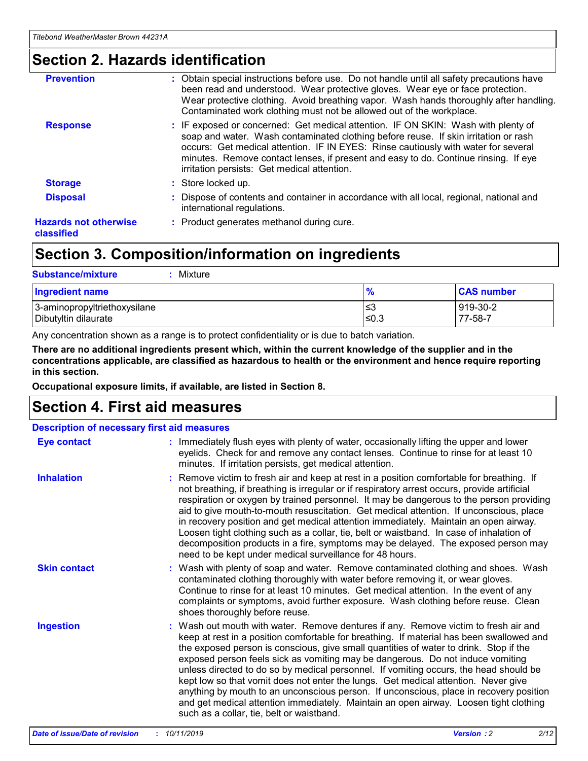## Section 2. Hazards identification

| | |
|---|---|
| **Prevention** | : Obtain special instructions before use. Do not handle until all safety precautions have been read and understood. Wear protective gloves. Wear eye or face protection. Wear protective clothing. Avoid breathing vapor. Wash hands thoroughly after handling. Contaminated work clothing must not be allowed out of the workplace. |
| **Response** | : IF exposed or concerned: Get medical attention. IF ON SKIN: Wash with plenty of soap and water. Wash contaminated clothing before reuse. If skin irritation or rash occurs: Get medical attention. IF IN EYES: Rinse cautiously with water for several minutes. Remove contact lenses, if present and easy to do. Continue rinsing. If eye irritation persists: Get medical attention. |
| **Storage** | : Store locked up. |
| **Disposal** | : Dispose of contents and container in accordance with all local, regional, national and international regulations. |
| **Hazards not otherwise classified** | : Product generates methanol during cure. |

## Section 3. Composition/information on ingredients

**Substance/mixture** : Mixture

| Ingredient name | % | CAS number |
|---|---|---|
| 3-aminopropyltriethoxysilane | ≤3 | 919-30-2 |
| Dibutyltin dilaurate | ≤0.3 | 77-58-7 |

Any concentration shown as a range is to protect confidentiality or is due to batch variation.

**There are no additional ingredients present which, within the current knowledge of the supplier and in the concentrations applicable, are classified as hazardous to health or the environment and hence require reporting in this section.**

**Occupational exposure limits, if available, are listed in Section 8.**

## Section 4. First aid measures

**Description of necessary first aid measures**

| | |
|---|---|
| **Eye contact** | : Immediately flush eyes with plenty of water, occasionally lifting the upper and lower eyelids. Check for and remove any contact lenses. Continue to rinse for at least 10 minutes. If irritation persists, get medical attention. |
| **Inhalation** | : Remove victim to fresh air and keep at rest in a position comfortable for breathing. If not breathing, if breathing is irregular or if respiratory arrest occurs, provide artificial respiration or oxygen by trained personnel. It may be dangerous to the person providing aid to give mouth-to-mouth resuscitation. Get medical attention. If unconscious, place in recovery position and get medical attention immediately. Maintain an open airway. Loosen tight clothing such as a collar, tie, belt or waistband. In case of inhalation of decomposition products in a fire, symptoms may be delayed. The exposed person may need to be kept under medical surveillance for 48 hours. |
| **Skin contact** | : Wash with plenty of soap and water. Remove contaminated clothing and shoes. Wash contaminated clothing thoroughly with water before removing it, or wear gloves. Continue to rinse for at least 10 minutes. Get medical attention. In the event of any complaints or symptoms, avoid further exposure. Wash clothing before reuse. Clean shoes thoroughly before reuse. |
| **Ingestion** | : Wash out mouth with water. Remove dentures if any. Remove victim to fresh air and keep at rest in a position comfortable for breathing. If material has been swallowed and the exposed person is conscious, give small quantities of water to drink. Stop if the exposed person feels sick as vomiting may be dangerous. Do not induce vomiting unless directed to do so by medical personnel. If vomiting occurs, the head should be kept low so that vomit does not enter the lungs. Get medical attention. Never give anything by mouth to an unconscious person. If unconscious, place in recovery position and get medical attention immediately. Maintain an open airway. Loosen tight clothing such as a collar, tie, belt or waistband. |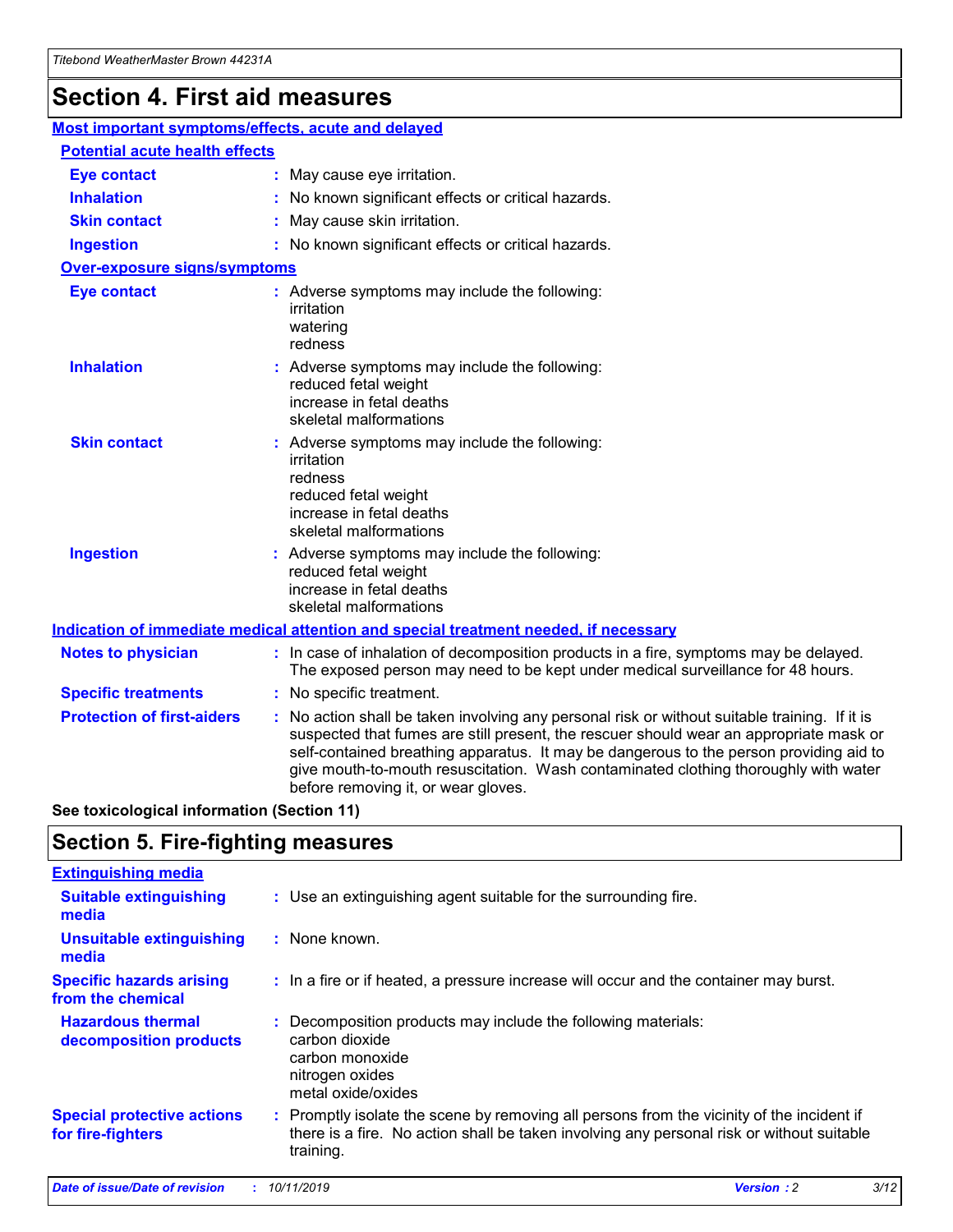# Section 4. First aid measures

## Most important symptoms/effects, acute and delayed

### Potential acute health effects

**Eye contact** : May cause eye irritation.

**Inhalation** : No known significant effects or critical hazards.

**Skin contact** : May cause skin irritation.

**Ingestion** : No known significant effects or critical hazards.

### Over-exposure signs/symptoms

**Eye contact** : Adverse symptoms may include the following:
irritation
watering
redness

**Inhalation** : Adverse symptoms may include the following:
reduced fetal weight
increase in fetal deaths
skeletal malformations

**Skin contact** : Adverse symptoms may include the following:
irritation
redness
reduced fetal weight
increase in fetal deaths
skeletal malformations

**Ingestion** : Adverse symptoms may include the following:
reduced fetal weight
increase in fetal deaths
skeletal malformations

## Indication of immediate medical attention and special treatment needed, if necessary

**Notes to physician** : In case of inhalation of decomposition products in a fire, symptoms may be delayed. The exposed person may need to be kept under medical surveillance for 48 hours.

**Specific treatments** : No specific treatment.

**Protection of first-aiders** : No action shall be taken involving any personal risk or without suitable training. If it is suspected that fumes are still present, the rescuer should wear an appropriate mask or self-contained breathing apparatus. It may be dangerous to the person providing aid to give mouth-to-mouth resuscitation. Wash contaminated clothing thoroughly with water before removing it, or wear gloves.

**See toxicological information (Section 11)**

# Section 5. Fire-fighting measures

## Extinguishing media

**Suitable extinguishing media** : Use an extinguishing agent suitable for the surrounding fire.

**Unsuitable extinguishing media** : None known.

**Specific hazards arising from the chemical** : In a fire or if heated, a pressure increase will occur and the container may burst.

**Hazardous thermal decomposition products** : Decomposition products may include the following materials:
carbon dioxide
carbon monoxide
nitrogen oxides
metal oxide/oxides

**Special protective actions for fire-fighters** : Promptly isolate the scene by removing all persons from the vicinity of the incident if there is a fire. No action shall be taken involving any personal risk or without suitable training.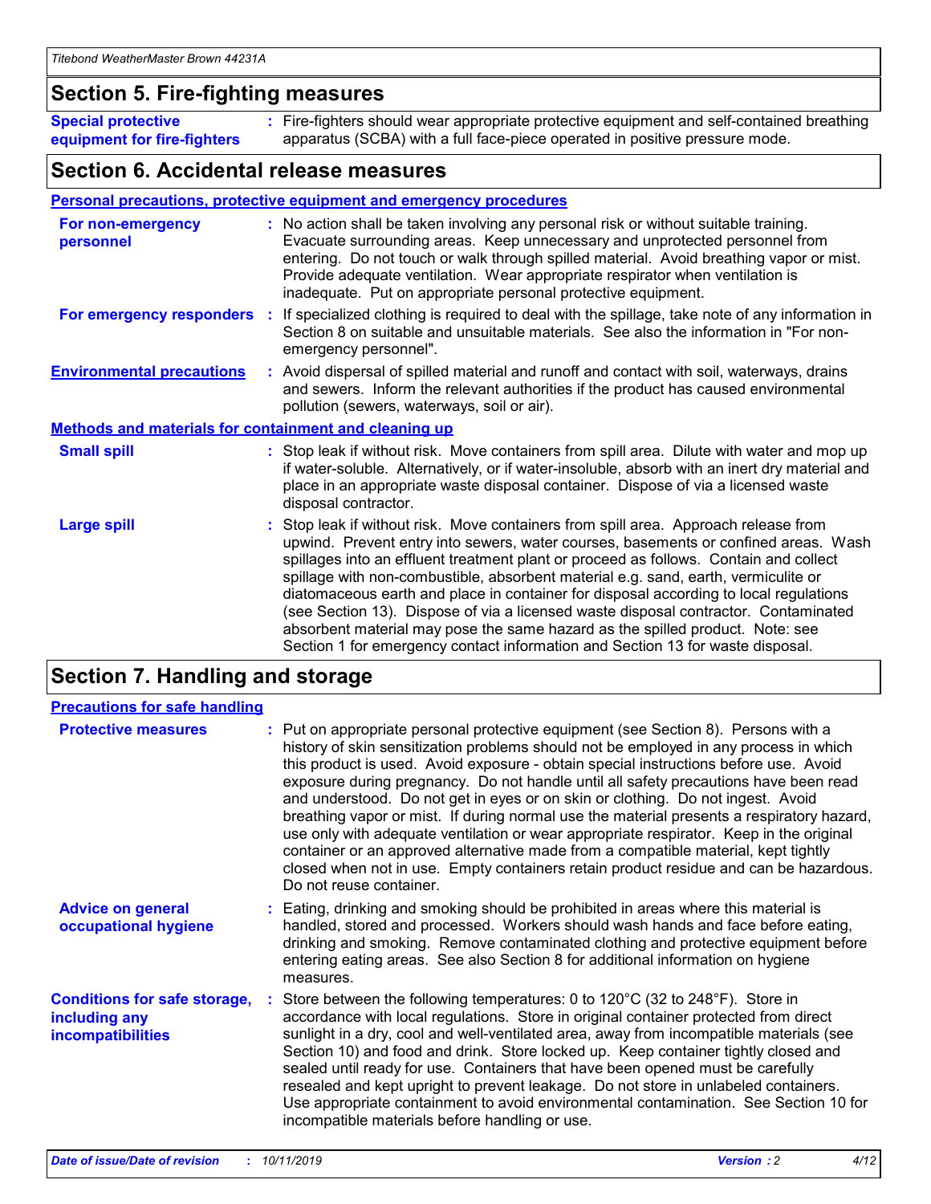## Section 5. Fire-fighting measures

**Special protective equipment for fire-fighters** : Fire-fighters should wear appropriate protective equipment and self-contained breathing apparatus (SCBA) with a full face-piece operated in positive pressure mode.

## Section 6. Accidental release measures

### Personal precautions, protective equipment and emergency procedures

**For non-emergency personnel** : No action shall be taken involving any personal risk or without suitable training. Evacuate surrounding areas. Keep unnecessary and unprotected personnel from entering. Do not touch or walk through spilled material. Avoid breathing vapor or mist. Provide adequate ventilation. Wear appropriate respirator when ventilation is inadequate. Put on appropriate personal protective equipment.

**For emergency responders** : If specialized clothing is required to deal with the spillage, take note of any information in Section 8 on suitable and unsuitable materials. See also the information in "For non-emergency personnel".

**Environmental precautions** : Avoid dispersal of spilled material and runoff and contact with soil, waterways, drains and sewers. Inform the relevant authorities if the product has caused environmental pollution (sewers, waterways, soil or air).

### Methods and materials for containment and cleaning up

**Small spill** : Stop leak if without risk. Move containers from spill area. Dilute with water and mop up if water-soluble. Alternatively, or if water-insoluble, absorb with an inert dry material and place in an appropriate waste disposal container. Dispose of via a licensed waste disposal contractor.

**Large spill** : Stop leak if without risk. Move containers from spill area. Approach release from upwind. Prevent entry into sewers, water courses, basements or confined areas. Wash spillages into an effluent treatment plant or proceed as follows. Contain and collect spillage with non-combustible, absorbent material e.g. sand, earth, vermiculite or diatomaceous earth and place in container for disposal according to local regulations (see Section 13). Dispose of via a licensed waste disposal contractor. Contaminated absorbent material may pose the same hazard as the spilled product. Note: see Section 1 for emergency contact information and Section 13 for waste disposal.

## Section 7. Handling and storage

### Precautions for safe handling

**Protective measures** : Put on appropriate personal protective equipment (see Section 8). Persons with a history of skin sensitization problems should not be employed in any process in which this product is used. Avoid exposure - obtain special instructions before use. Avoid exposure during pregnancy. Do not handle until all safety precautions have been read and understood. Do not get in eyes or on skin or clothing. Do not ingest. Avoid breathing vapor or mist. If during normal use the material presents a respiratory hazard, use only with adequate ventilation or wear appropriate respirator. Keep in the original container or an approved alternative made from a compatible material, kept tightly closed when not in use. Empty containers retain product residue and can be hazardous. Do not reuse container.

**Advice on general occupational hygiene** : Eating, drinking and smoking should be prohibited in areas where this material is handled, stored and processed. Workers should wash hands and face before eating, drinking and smoking. Remove contaminated clothing and protective equipment before entering eating areas. See also Section 8 for additional information on hygiene measures.

**Conditions for safe storage, including any incompatibilities** : Store between the following temperatures: 0 to 120°C (32 to 248°F). Store in accordance with local regulations. Store in original container protected from direct sunlight in a dry, cool and well-ventilated area, away from incompatible materials (see Section 10) and food and drink. Store locked up. Keep container tightly closed and sealed until ready for use. Containers that have been opened must be carefully resealed and kept upright to prevent leakage. Do not store in unlabeled containers. Use appropriate containment to avoid environmental contamination. See Section 10 for incompatible materials before handling or use.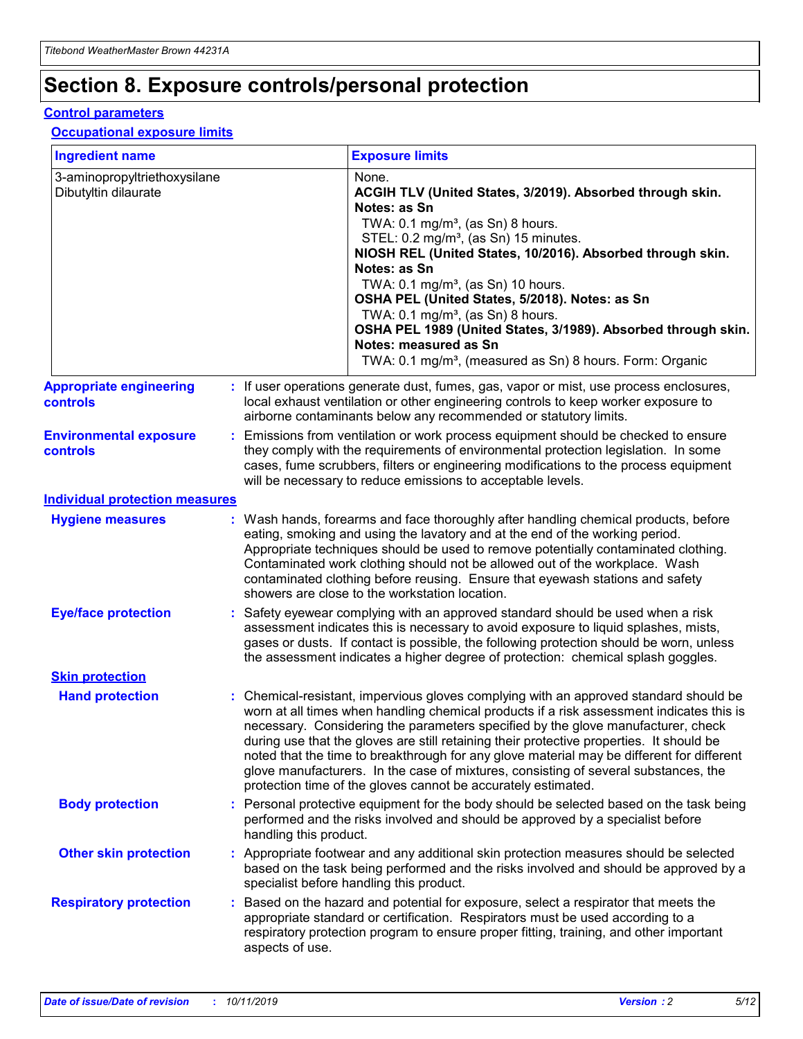# Section 8. Exposure controls/personal protection

## Control parameters

### Occupational exposure limits

| Ingredient name | Exposure limits |
| --- | --- |
| 3-aminopropyltriethoxysilane<br>Dibutyltin dilaurate | None.<br>**ACGIH TLV (United States, 3/2019). Absorbed through skin. Notes: as Sn**<br>TWA: 0.1 mg/m³, (as Sn) 8 hours.<br>STEL: 0.2 mg/m³, (as Sn) 15 minutes.<br>**NIOSH REL (United States, 10/2016). Absorbed through skin. Notes: as Sn**<br>TWA: 0.1 mg/m³, (as Sn) 10 hours.<br>**OSHA PEL (United States, 5/2018). Notes: as Sn**<br>TWA: 0.1 mg/m³, (as Sn) 8 hours.<br>**OSHA PEL 1989 (United States, 3/1989). Absorbed through skin. Notes: measured as Sn**<br>TWA: 0.1 mg/m³, (measured as Sn) 8 hours. Form: Organic |

**Appropriate engineering controls** : If user operations generate dust, fumes, gas, vapor or mist, use process enclosures, local exhaust ventilation or other engineering controls to keep worker exposure to airborne contaminants below any recommended or statutory limits.

**Environmental exposure controls** : Emissions from ventilation or work process equipment should be checked to ensure they comply with the requirements of environmental protection legislation. In some cases, fume scrubbers, filters or engineering modifications to the process equipment will be necessary to reduce emissions to acceptable levels.

## Individual protection measures

**Hygiene measures** : Wash hands, forearms and face thoroughly after handling chemical products, before eating, smoking and using the lavatory and at the end of the working period. Appropriate techniques should be used to remove potentially contaminated clothing. Contaminated work clothing should not be allowed out of the workplace. Wash contaminated clothing before reusing. Ensure that eyewash stations and safety showers are close to the workstation location.

**Eye/face protection** : Safety eyewear complying with an approved standard should be used when a risk assessment indicates this is necessary to avoid exposure to liquid splashes, mists, gases or dusts. If contact is possible, the following protection should be worn, unless the assessment indicates a higher degree of protection: chemical splash goggles.

### Skin protection

**Hand protection** : Chemical-resistant, impervious gloves complying with an approved standard should be worn at all times when handling chemical products if a risk assessment indicates this is necessary. Considering the parameters specified by the glove manufacturer, check during use that the gloves are still retaining their protective properties. It should be noted that the time to breakthrough for any glove material may be different for different glove manufacturers. In the case of mixtures, consisting of several substances, the protection time of the gloves cannot be accurately estimated.

**Body protection** : Personal protective equipment for the body should be selected based on the task being performed and the risks involved and should be approved by a specialist before handling this product.

**Other skin protection** : Appropriate footwear and any additional skin protection measures should be selected based on the task being performed and the risks involved and should be approved by a specialist before handling this product.

**Respiratory protection** : Based on the hazard and potential for exposure, select a respirator that meets the appropriate standard or certification. Respirators must be used according to a respiratory protection program to ensure proper fitting, training, and other important aspects of use.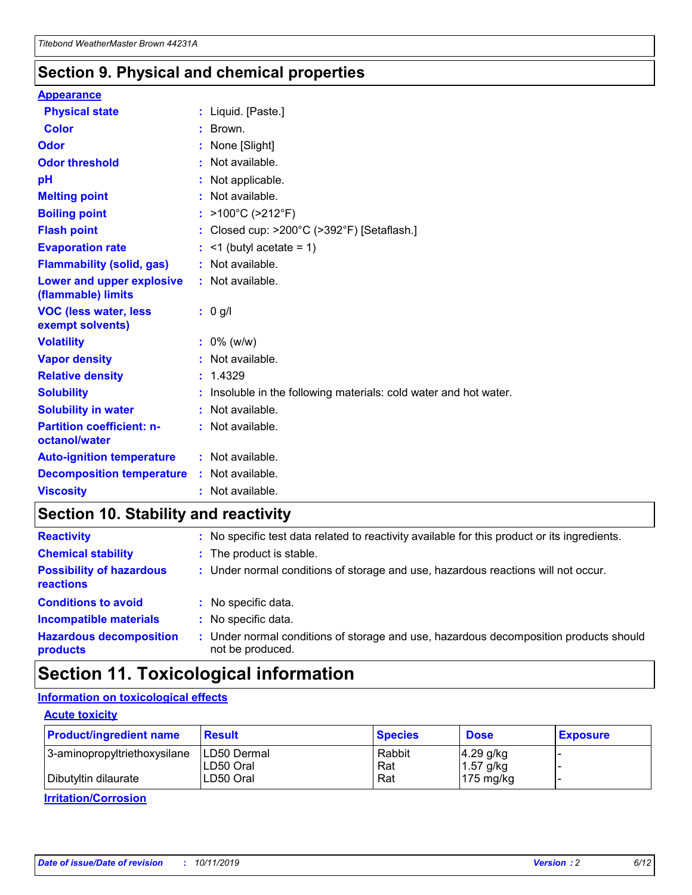# Section 9. Physical and chemical properties

**Appearance**

| | |
|---|---|
| **Physical state** | : Liquid. [Paste.] |
| **Color** | : Brown. |
| **Odor** | : None [Slight] |
| **Odor threshold** | : Not available. |
| **pH** | : Not applicable. |
| **Melting point** | : Not available. |
| **Boiling point** | : >100°C (>212°F) |
| **Flash point** | : Closed cup: >200°C (>392°F) [Setaflash.] |
| **Evaporation rate** | : <1 (butyl acetate = 1) |
| **Flammability (solid, gas)** | : Not available. |
| **Lower and upper explosive (flammable) limits** | : Not available. |
| **VOC (less water, less exempt solvents)** | : 0 g/l |
| **Volatility** | : 0% (w/w) |
| **Vapor density** | : Not available. |
| **Relative density** | : 1.4329 |
| **Solubility** | : Insoluble in the following materials: cold water and hot water. |
| **Solubility in water** | : Not available. |
| **Partition coefficient: n-octanol/water** | : Not available. |
| **Auto-ignition temperature** | : Not available. |
| **Decomposition temperature** | : Not available. |
| **Viscosity** | : Not available. |

# Section 10. Stability and reactivity

| | |
|---|---|
| **Reactivity** | : No specific test data related to reactivity available for this product or its ingredients. |
| **Chemical stability** | : The product is stable. |
| **Possibility of hazardous reactions** | : Under normal conditions of storage and use, hazardous reactions will not occur. |
| **Conditions to avoid** | : No specific data. |
| **Incompatible materials** | : No specific data. |
| **Hazardous decomposition products** | : Under normal conditions of storage and use, hazardous decomposition products should not be produced. |

# Section 11. Toxicological information

**Information on toxicological effects**

**Acute toxicity**

| Product/ingredient name | Result | Species | Dose | Exposure |
|---|---|---|---|---|
| 3-aminopropyltriethoxysilane | LD50 Dermal | Rabbit | 4.29 g/kg | - |
| | LD50 Oral | Rat | 1.57 g/kg | - |
| Dibutyltin dilaurate | LD50 Oral | Rat | 175 mg/kg | - |

**Irritation/Corrosion**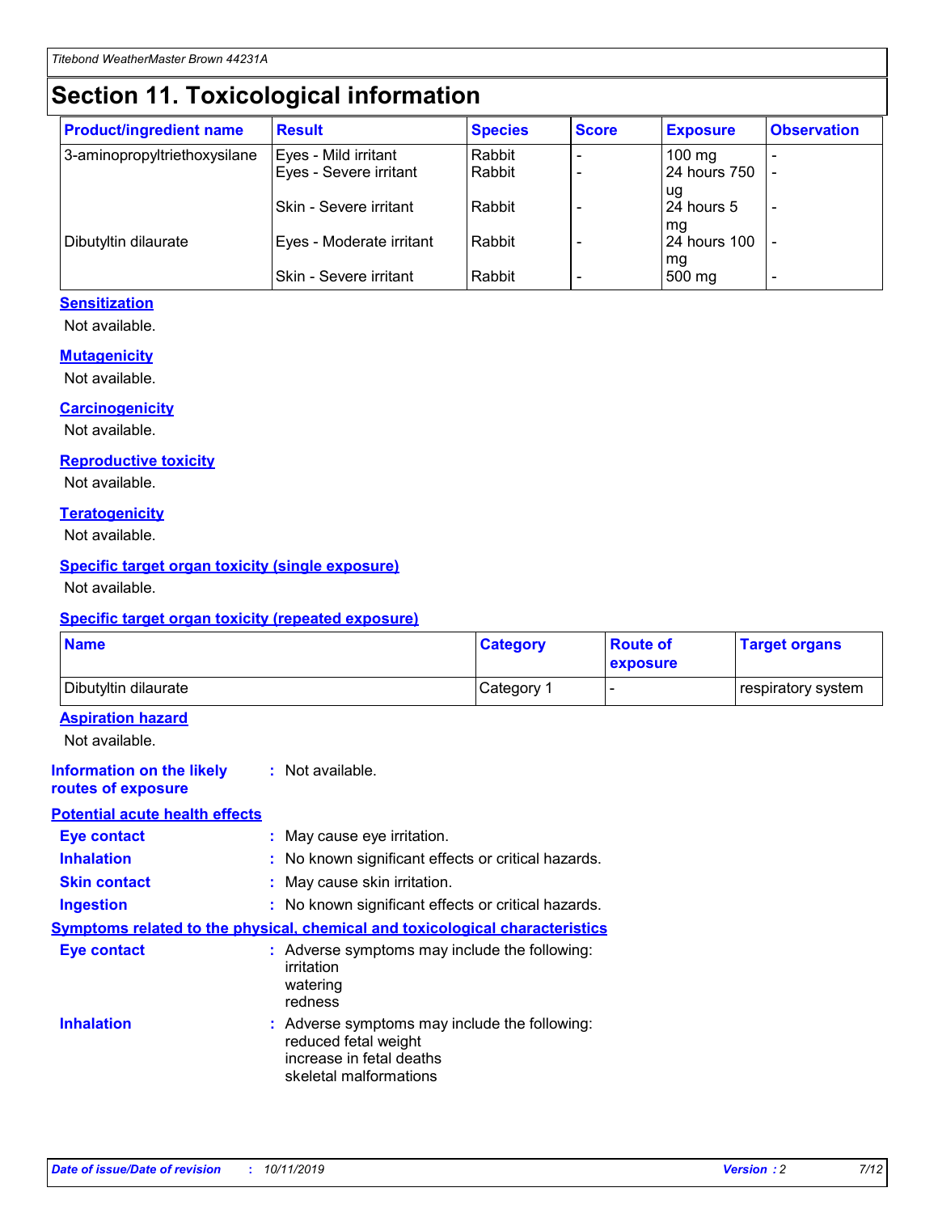# Section 11. Toxicological information

| Product/ingredient name | Result | Species | Score | Exposure | Observation |
|---|---|---|---|---|---|
| 3-aminopropyltriethoxysilane | Eyes - Mild irritant | Rabbit | - | 100 mg | - |
| | Eyes - Severe irritant | Rabbit | - | 24 hours 750 ug | - |
| | Skin - Severe irritant | Rabbit | - | 24 hours 5 mg | - |
| Dibutyltin dilaurate | Eyes - Moderate irritant | Rabbit | - | 24 hours 100 mg | - |
| | Skin - Severe irritant | Rabbit | - | 500 mg | - |

**Sensitization**

Not available.

**Mutagenicity**

Not available.

**Carcinogenicity**

Not available.

**Reproductive toxicity**

Not available.

**Teratogenicity**

Not available.

**Specific target organ toxicity (single exposure)**

Not available.

**Specific target organ toxicity (repeated exposure)**

| Name | Category | Route of exposure | Target organs |
|---|---|---|---|
| Dibutyltin dilaurate | Category 1 | - | respiratory system |

**Aspiration hazard**

Not available.

**Information on the likely routes of exposure** : Not available.

**Potential acute health effects**

**Eye contact** : May cause eye irritation.

**Inhalation** : No known significant effects or critical hazards.

**Skin contact** : May cause skin irritation.

**Ingestion** : No known significant effects or critical hazards.

**Symptoms related to the physical, chemical and toxicological characteristics**

**Eye contact** : Adverse symptoms may include the following:
irritation
watering
redness

**Inhalation** : Adverse symptoms may include the following:
reduced fetal weight
increase in fetal deaths
skeletal malformations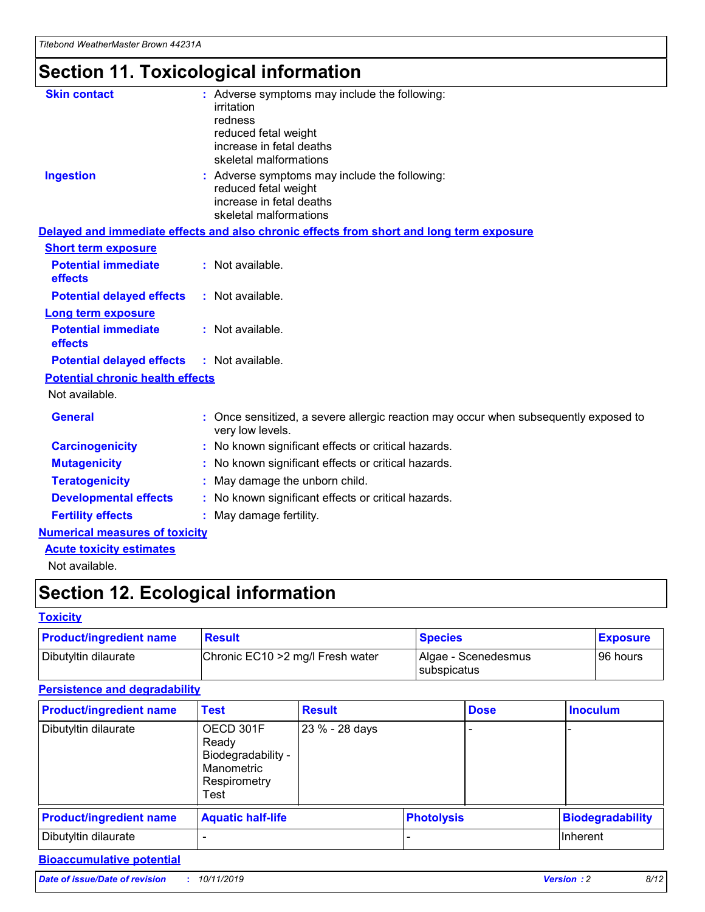# Section 11. Toxicological information

**Skin contact** : Adverse symptoms may include the following:
irritation
redness
reduced fetal weight
increase in fetal deaths
skeletal malformations

**Ingestion** : Adverse symptoms may include the following:
reduced fetal weight
increase in fetal deaths
skeletal malformations

**Delayed and immediate effects and also chronic effects from short and long term exposure**

**Short term exposure**

**Potential immediate effects** : Not available.

**Potential delayed effects** : Not available.

**Long term exposure**

**Potential immediate effects** : Not available.

**Potential delayed effects** : Not available.

**Potential chronic health effects**

Not available.

**General** : Once sensitized, a severe allergic reaction may occur when subsequently exposed to very low levels.

**Carcinogenicity** : No known significant effects or critical hazards.

**Mutagenicity** : No known significant effects or critical hazards.

**Teratogenicity** : May damage the unborn child.

**Developmental effects** : No known significant effects or critical hazards.

**Fertility effects** : May damage fertility.

**Numerical measures of toxicity**

**Acute toxicity estimates**

Not available.

# Section 12. Ecological information

**Toxicity**

| Product/ingredient name | Result | Species | Exposure |
|---|---|---|---|
| Dibutyltin dilaurate | Chronic EC10 >2 mg/l Fresh water | Algae - Scenedesmus subspicatus | 96 hours |

**Persistence and degradability**

| Product/ingredient name | Test | Result | Dose | Inoculum |
|---|---|---|---|---|
| Dibutyltin dilaurate | OECD 301F Ready Biodegradability - Manometric Respirometry Test | 23 % - 28 days | - | - |

| Product/ingredient name | Aquatic half-life | Photolysis | Biodegradability |
|---|---|---|---|
| Dibutyltin dilaurate | - | - | Inherent |

**Bioaccumulative potential**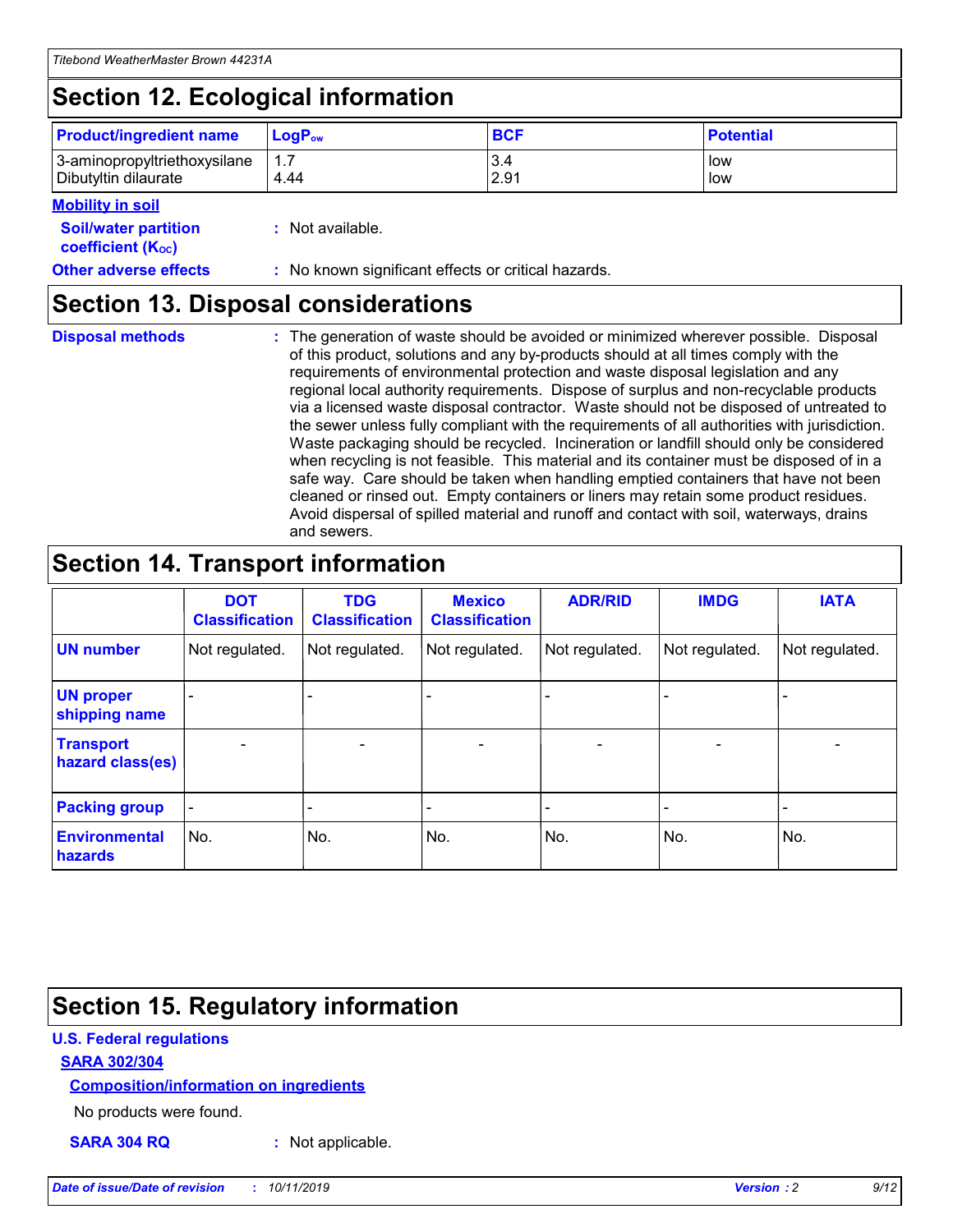## Section 12. Ecological information

| Product/ingredient name | $LogP_{ow}$ | BCF | Potential |
|---|---|---|---|
| 3-aminopropyltriethoxysilane | 1.7 | 3.4 | low |
| Dibutyltin dilaurate | 4.44 | 2.91 | low |

**Mobility in soil**

**Soil/water partition coefficient ($K_{OC}$)** : Not available.

**Other adverse effects** : No known significant effects or critical hazards.

## Section 13. Disposal considerations

**Disposal methods** : The generation of waste should be avoided or minimized wherever possible. Disposal of this product, solutions and any by-products should at all times comply with the requirements of environmental protection and waste disposal legislation and any regional local authority requirements. Dispose of surplus and non-recyclable products via a licensed waste disposal contractor. Waste should not be disposed of untreated to the sewer unless fully compliant with the requirements of all authorities with jurisdiction. Waste packaging should be recycled. Incineration or landfill should only be considered when recycling is not feasible. This material and its container must be disposed of in a safe way. Care should be taken when handling emptied containers that have not been cleaned or rinsed out. Empty containers or liners may retain some product residues. Avoid dispersal of spilled material and runoff and contact with soil, waterways, drains and sewers.

## Section 14. Transport information

| | DOT Classification | TDG Classification | Mexico Classification | ADR/RID | IMDG | IATA |
|---|---|---|---|---|---|---|
| UN number | Not regulated. | Not regulated. | Not regulated. | Not regulated. | Not regulated. | Not regulated. |
| UN proper shipping name | - | - | - | - | - | - |
| Transport hazard class(es) | - | - | - | - | - | - |
| Packing group | - | - | - | - | - | - |
| Environmental hazards | No. | No. | No. | No. | No. | No. |

## Section 15. Regulatory information

**U.S. Federal regulations**

**SARA 302/304**

**Composition/information on ingredients**

No products were found.

**SARA 304 RQ** : Not applicable.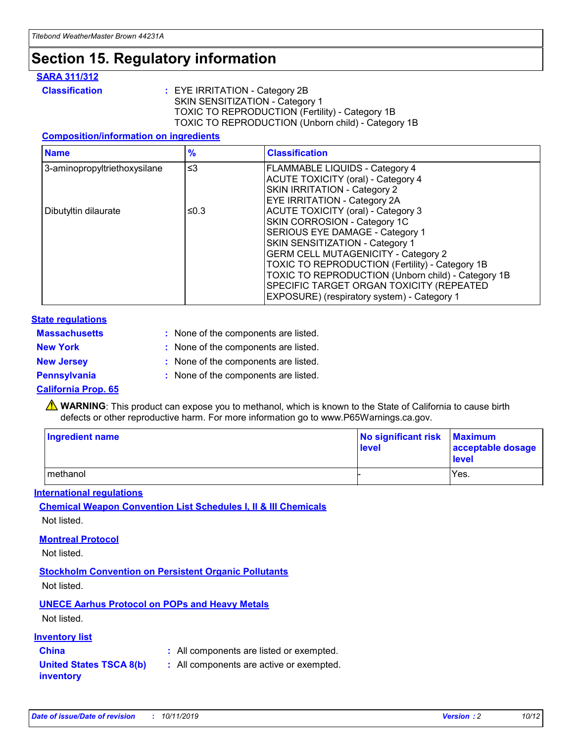# Section 15. Regulatory information

### SARA 311/312

**Classification** : EYE IRRITATION - Category 2B
SKIN SENSITIZATION - Category 1
TOXIC TO REPRODUCTION (Fertility) - Category 1B
TOXIC TO REPRODUCTION (Unborn child) - Category 1B

#### Composition/information on ingredients

| Name | % | Classification |
|---|---|---|
| 3-aminopropyltriethoxysilane | ≤3 | FLAMMABLE LIQUIDS - Category 4<br>ACUTE TOXICITY (oral) - Category 4<br>SKIN IRRITATION - Category 2<br>EYE IRRITATION - Category 2A |
| Dibutyltin dilaurate | ≤0.3 | ACUTE TOXICITY (oral) - Category 3<br>SKIN CORROSION - Category 1C<br>SERIOUS EYE DAMAGE - Category 1<br>SKIN SENSITIZATION - Category 1<br>GERM CELL MUTAGENICITY - Category 2<br>TOXIC TO REPRODUCTION (Fertility) - Category 1B<br>TOXIC TO REPRODUCTION (Unborn child) - Category 1B<br>SPECIFIC TARGET ORGAN TOXICITY (REPEATED EXPOSURE) (respiratory system) - Category 1 |

### State regulations

**Massachusetts** : None of the components are listed.

**New York** : None of the components are listed.

**New Jersey** : None of the components are listed.

**Pennsylvania** : None of the components are listed.

### California Prop. 65

⚠ **WARNING**: This product can expose you to methanol, which is known to the State of California to cause birth defects or other reproductive harm. For more information go to www.P65Warnings.ca.gov.

| Ingredient name | No significant risk level | Maximum acceptable dosage level |
|---|---|---|
| methanol | - | Yes. |

### International regulations

#### Chemical Weapon Convention List Schedules I, II & III Chemicals

Not listed.

#### Montreal Protocol

Not listed.

#### Stockholm Convention on Persistent Organic Pollutants

Not listed.

#### UNECE Aarhus Protocol on POPs and Heavy Metals

Not listed.

### Inventory list

**China** : All components are listed or exempted.

**United States TSCA 8(b) inventory** : All components are active or exempted.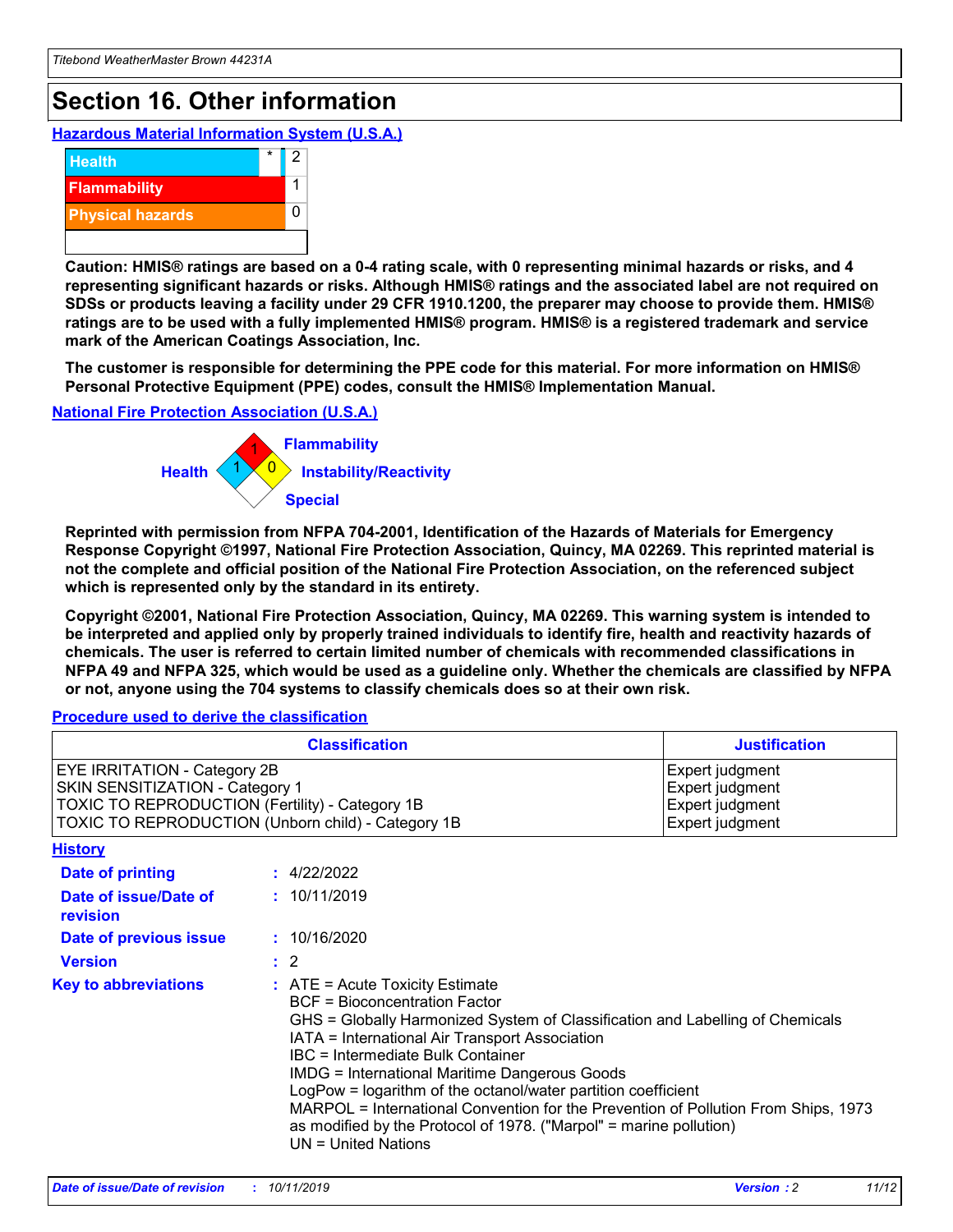# Section 16. Other information

**Hazardous Material Information System (U.S.A.)**

| | | |
|---|---|---|
| Health | * | 2 |
| Flammability | | 1 |
| Physical hazards | | 0 |

**Caution: HMIS® ratings are based on a 0-4 rating scale, with 0 representing minimal hazards or risks, and 4 representing significant hazards or risks. Although HMIS® ratings and the associated label are not required on SDSs or products leaving a facility under 29 CFR 1910.1200, the preparer may choose to provide them. HMIS® ratings are to be used with a fully implemented HMIS® program. HMIS® is a registered trademark and service mark of the American Coatings Association, Inc.**

**The customer is responsible for determining the PPE code for this material. For more information on HMIS® Personal Protective Equipment (PPE) codes, consult the HMIS® Implementation Manual.**

**National Fire Protection Association (U.S.A.)**

Health: 1
Flammability: 1
Instability/Reactivity: 0
Special:

**Reprinted with permission from NFPA 704-2001, Identification of the Hazards of Materials for Emergency Response Copyright ©1997, National Fire Protection Association, Quincy, MA 02269. This reprinted material is not the complete and official position of the National Fire Protection Association, on the referenced subject which is represented only by the standard in its entirety.**

**Copyright ©2001, National Fire Protection Association, Quincy, MA 02269. This warning system is intended to be interpreted and applied only by properly trained individuals to identify fire, health and reactivity hazards of chemicals. The user is referred to certain limited number of chemicals with recommended classifications in NFPA 49 and NFPA 325, which would be used as a guideline only. Whether the chemicals are classified by NFPA or not, anyone using the 704 systems to classify chemicals does so at their own risk.**

**Procedure used to derive the classification**

| Classification | Justification |
|---|---|
| EYE IRRITATION - Category 2B | Expert judgment |
| SKIN SENSITIZATION - Category 1 | Expert judgment |
| TOXIC TO REPRODUCTION (Fertility) - Category 1B | Expert judgment |
| TOXIC TO REPRODUCTION (Unborn child) - Category 1B | Expert judgment |

**History**

**Date of printing** : 4/22/2022

**Date of issue/Date of revision** : 10/11/2019

**Date of previous issue** : 10/16/2020

**Version** : 2

**Key to abbreviations** : ATE = Acute Toxicity Estimate
BCF = Bioconcentration Factor
GHS = Globally Harmonized System of Classification and Labelling of Chemicals
IATA = International Air Transport Association
IBC = Intermediate Bulk Container
IMDG = International Maritime Dangerous Goods
LogPow = logarithm of the octanol/water partition coefficient
MARPOL = International Convention for the Prevention of Pollution From Ships, 1973 as modified by the Protocol of 1978. ("Marpol" = marine pollution)
UN = United Nations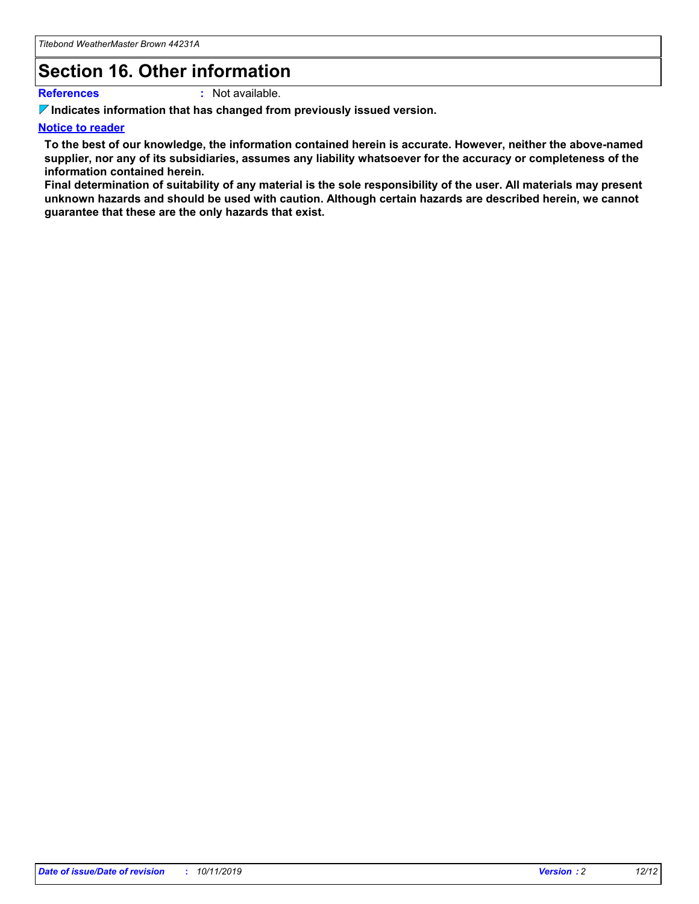# Section 16. Other information

**References** : Not available.

**Indicates information that has changed from previously issued version.**

**Notice to reader**

**To the best of our knowledge, the information contained herein is accurate. However, neither the above-named supplier, nor any of its subsidiaries, assumes any liability whatsoever for the accuracy or completeness of the information contained herein.**

**Final determination of suitability of any material is the sole responsibility of the user. All materials may present unknown hazards and should be used with caution. Although certain hazards are described herein, we cannot guarantee that these are the only hazards that exist.**